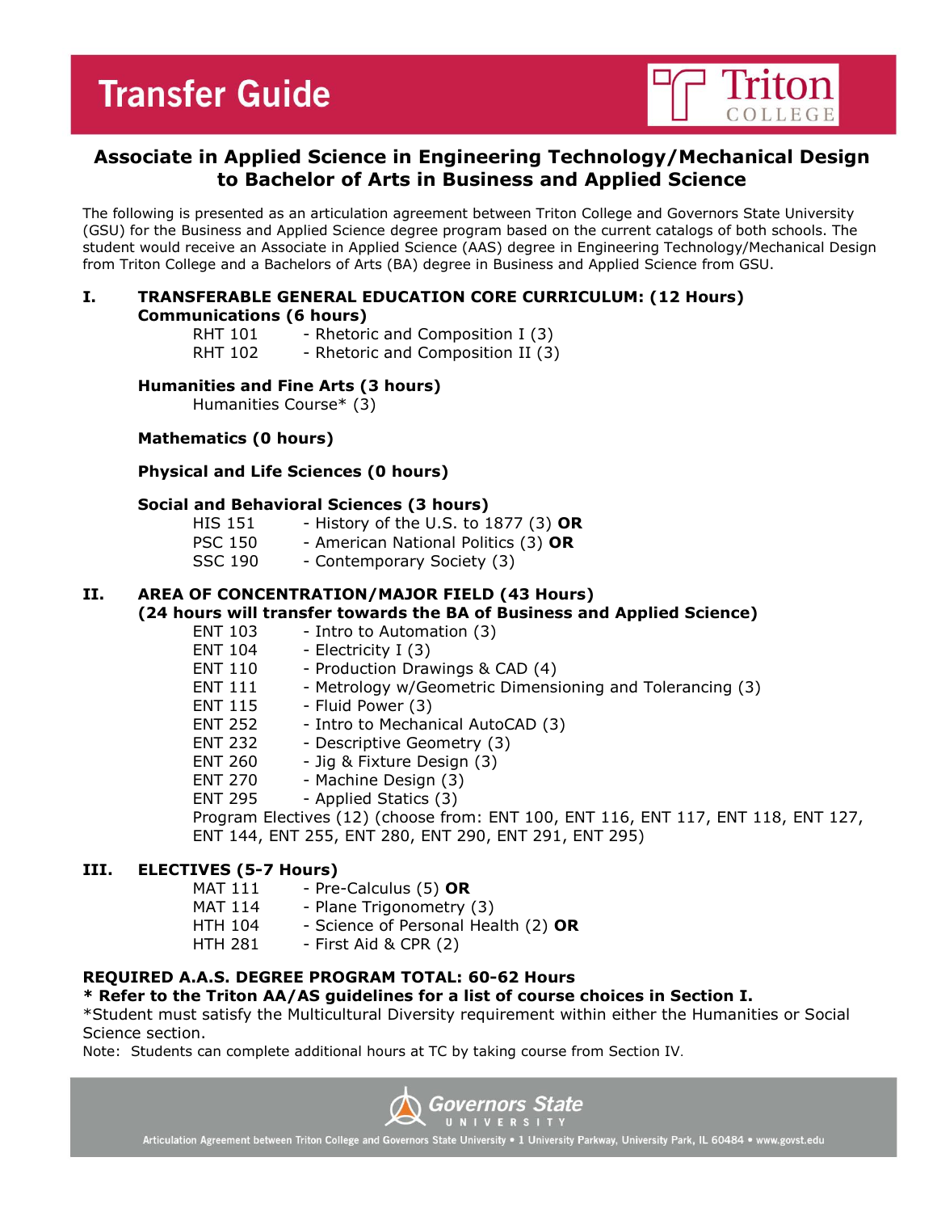# Transfer Guide

Triton COLLEGE

## Associate in Applied Science in Engineering Technology/Mechanical Design to Bachelor of Arts in Business and Applied Science

The following is presented as an articulation agreement between Triton College and Governors State University (GSU) for the Business and Applied Science degree program based on the current catalogs of both schools. The student would receive an Associate in Applied Science (AAS) degree in Engineering Technology/Mechanical Design from Triton College and a Bachelors of Arts (BA) degree in Business and Applied Science from GSU.

### I. TRANSFERABLE GENERAL EDUCATION CORE CURRICULUM: (12 Hours)

**Communications (6 hours)**

- RHT 101 - Rhetoric and Composition I (3)
- RHT 102 - Rhetoric and Composition II (3)

**Humanities and Fine Arts (3 hours)**

- Humanities Course* (3)

**Mathematics (0 hours)**

**Physical and Life Sciences (0 hours)**

**Social and Behavioral Sciences (3 hours)**

- HIS 151 - History of the U.S. to 1877 (3) **OR**
- PSC 150 - American National Politics (3) **OR**
- SSC 190 - Contemporary Society (3)

### II. AREA OF CONCENTRATION/MAJOR FIELD (43 Hours)

**(24 hours will transfer towards the BA of Business and Applied Science)**

- ENT 103 - Intro to Automation (3)
- ENT 104 - Electricity I (3)
- ENT 110 - Production Drawings & CAD (4)
- ENT 111 - Metrology w/Geometric Dimensioning and Tolerancing (3)
- ENT 115 - Fluid Power (3)
- ENT 252 - Intro to Mechanical AutoCAD (3)
- ENT 232 - Descriptive Geometry (3)
- ENT 260 - Jig & Fixture Design (3)
- ENT 270 - Machine Design (3)
- ENT 295 - Applied Statics (3)
- Program Electives (12) (choose from: ENT 100, ENT 116, ENT 117, ENT 118, ENT 127, ENT 144, ENT 255, ENT 280, ENT 290, ENT 291, ENT 295)

### III. ELECTIVES (5-7 Hours)

- MAT 111 - Pre-Calculus (5) **OR**
- MAT 114 - Plane Trigonometry (3)
- HTH 104 - Science of Personal Health (2) **OR**
- HTH 281 - First Aid & CPR (2)

**REQUIRED A.A.S. DEGREE PROGRAM TOTAL: 60-62 Hours**

**\* Refer to the Triton AA/AS guidelines for a list of course choices in Section I.**

*Student must satisfy the Multicultural Diversity requirement within either the Humanities or Social Science section.

Note: Students can complete additional hours at TC by taking course from Section IV.

Governors State UNIVERSITY

Articulation Agreement between Triton College and Governors State University • 1 University Parkway, University Park, IL 60484 • www.govst.edu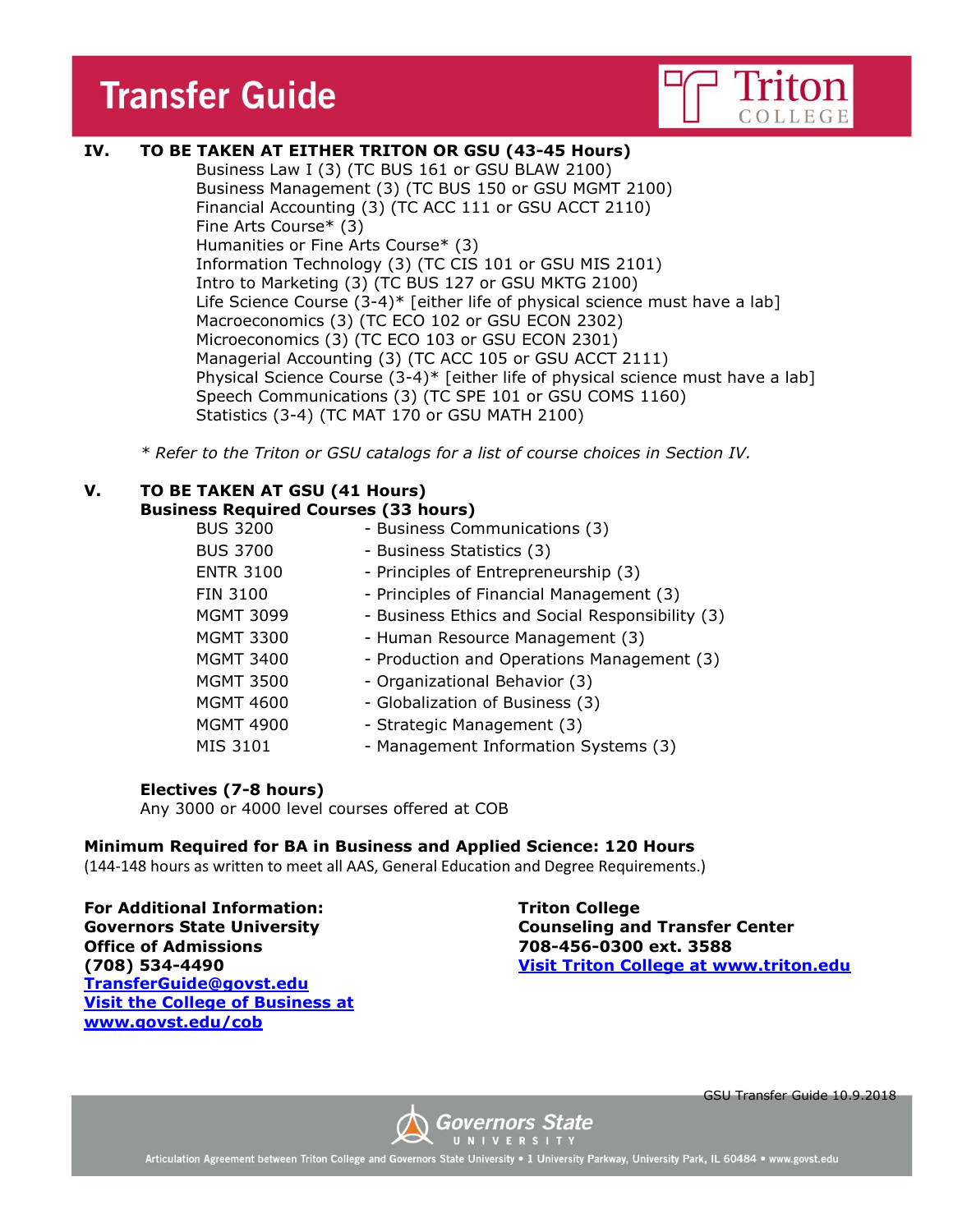## IV. TO BE TAKEN AT EITHER TRITON OR GSU (43-45 Hours)

- Business Law I (3) (TC BUS 161 or GSU BLAW 2100)
- Business Management (3) (TC BUS 150 or GSU MGMT 2100)
- Financial Accounting (3) (TC ACC 111 or GSU ACCT 2110)
- Fine Arts Course* (3)
- Humanities or Fine Arts Course* (3)
- Information Technology (3) (TC CIS 101 or GSU MIS 2101)
- Intro to Marketing (3) (TC BUS 127 or GSU MKTG 2100)
- Life Science Course (3-4)* [either life of physical science must have a lab]
- Macroeconomics (3) (TC ECO 102 or GSU ECON 2302)
- Microeconomics (3) (TC ECO 103 or GSU ECON 2301)
- Managerial Accounting (3) (TC ACC 105 or GSU ACCT 2111)
- Physical Science Course (3-4)* [either life of physical science must have a lab]
- Speech Communications (3) (TC SPE 101 or GSU COMS 1160)
- Statistics (3-4) (TC MAT 170 or GSU MATH 2100)

*\* Refer to the Triton or GSU catalogs for a list of course choices in Section IV.*

## V. TO BE TAKEN AT GSU (41 Hours)

### Business Required Courses (33 hours)

| | |
|---|---|
| BUS 3200 | - Business Communications (3) |
| BUS 3700 | - Business Statistics (3) |
| ENTR 3100 | - Principles of Entrepreneurship (3) |
| FIN 3100 | - Principles of Financial Management (3) |
| MGMT 3099 | - Business Ethics and Social Responsibility (3) |
| MGMT 3300 | - Human Resource Management (3) |
| MGMT 3400 | - Production and Operations Management (3) |
| MGMT 3500 | - Organizational Behavior (3) |
| MGMT 4600 | - Globalization of Business (3) |
| MGMT 4900 | - Strategic Management (3) |
| MIS 3101 | - Management Information Systems (3) |

### Electives (7-8 hours)

Any 3000 or 4000 level courses offered at COB

**Minimum Required for BA in Business and Applied Science: 120 Hours**

(144-148 hours as written to meet all AAS, General Education and Degree Requirements.)

**For Additional Information:**
**Governors State University**
**Office of Admissions**
**(708) 534-4490**
**TransferGuide@govst.edu**
**Visit the College of Business at www.govst.edu/cob**

**Triton College**
**Counseling and Transfer Center**
**708-456-0300 ext. 3588**
**Visit Triton College at www.triton.edu**